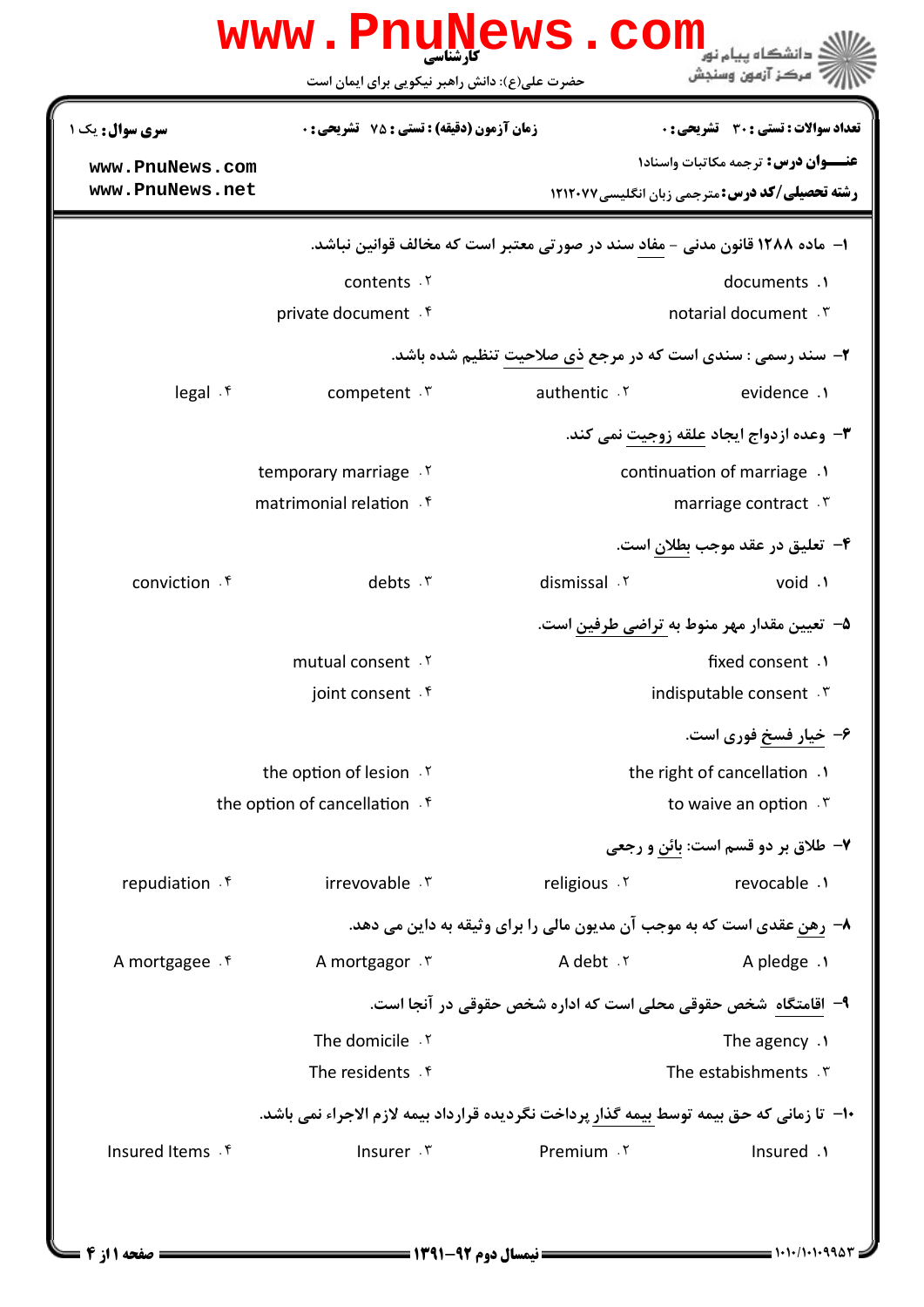**کارشناسی**

حضرت علی(ع): دانش راهبر نیکویی برای ایمان است

دانشگاه پیام نور
مرکز آزمون وسنجش

**سری سوال:** یک ۱

**زمان آزمون (دقیقه) : تستی : ۷۵ تشریحی : ۰**

**تعداد سوالات : تستی : ۳۰ تشریحی : ۰**

**عنـــوان درس:** ترجمه مکاتبات واسناد۱

**رشته تحصیلی/کد درس:** مترجمی زبان انگلیسی ۱۲۱۲۰۷۷

---

۱– ماده ۱۲۸۸ قانون مدنی – مفاد سند در صورتی معتبر است که مخالف قوانین نباشد.

۱. documents
۲. contents
۳. notarial document
۴. private document

۲– سند رسمی : سندی است که در مرجع ذی صلاحیت تنظیم شده باشد.

۱. evidence
۲. authentic
۳. competent
۴. legal

۳– وعده ازدواج ایجاد علقه زوجیت نمی کند.

۱. continuation of marriage
۲. temporary marriage
۳. marriage contract
۴. matrimonial relation

۴– تعلیق در عقد موجب بطلان است.

۱. void
۲. dismissal
۳. debts
۴. conviction

۵– تعیین مقدار مهر منوط به تراضی طرفین است.

۱. fixed consent
۲. mutual consent
۳. indisputable consent
۴. joint consent

۶– خیار فسخ فوری است.

۱. the right of cancellation
۲. the option of lesion
۳. to waive an option
۴. the option of cancellation

۷– طلاق بر دو قسم است: بائن و رجعی

۱. revocable
۲. religious
۳. irrevovable
۴. repudiation

۸– رهن عقدی است که به موجب آن مدیون مالی را برای وثیقه به داین می دهد.

۱. A pledge
۲. A debt
۳. A mortgagor
۴. A mortgagee

۹– اقامتگاه شخص حقوقی محلی است که اداره شخص حقوقی در آنجا است.

۱. The agency
۲. The domicile
۳. The estabishments
۴. The residents

۱۰– تا زمانی که حق بیمه توسط بیمه گذار پرداخت نگردیده قرارداد بیمه لازم الاجراء نمی باشد.

۱. Insured
۲. Premium
۳. Insurer
۴. Insured Items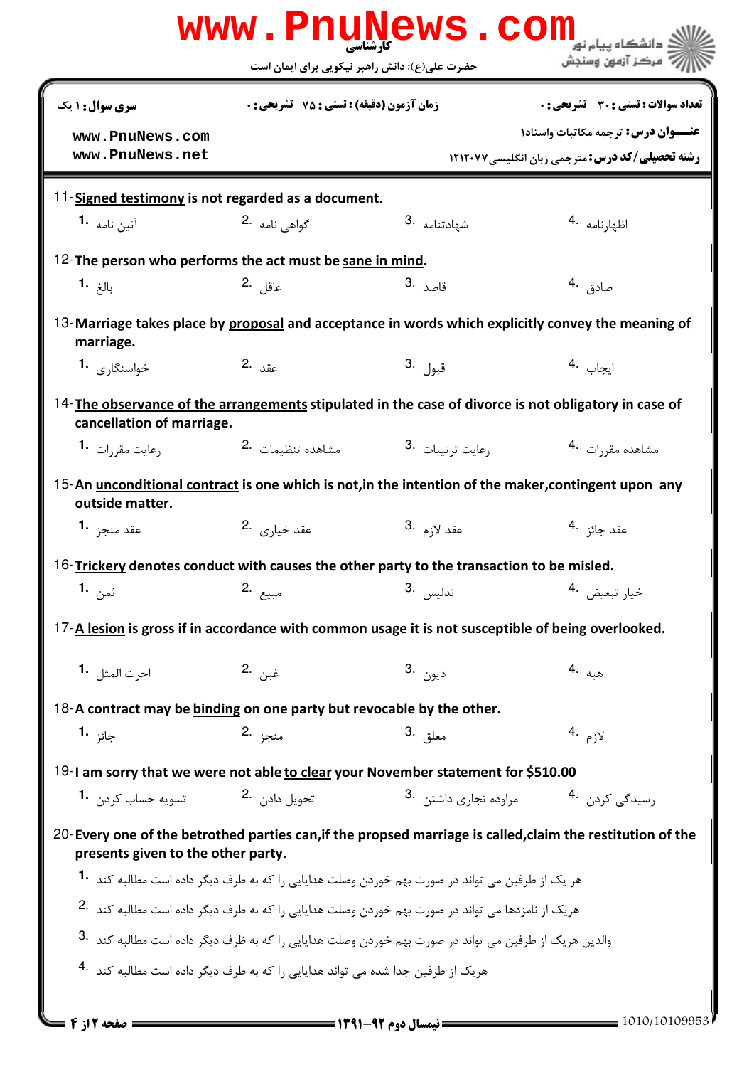**سری سؤال:** ۱ یک

**زمان آزمون (دقیقه) : تستی :** ۷۵ **تشریحی :** ۰

**تعداد سوالات : تستی :** ۳۰ **تشریحی :** ۰

**عنـــوان درس:** ترجمه مکاتبات واسناد۱

**رشته تحصیلی/کد درس:** مترجمی زبان انگلیسی ۱۲۱۲۰۷۷

11-**Signed testimony** is not regarded as a document.

1. آئین نامه
2. گواهی نامه
3. شهادتنامه
4. اظهارنامه

12-The person who performs the act must be **sane in mind**.

1. بالغ
2. عاقل
3. قاصد
4. صادق

13-Marriage takes place by **proposal** and acceptance in words which explicitly convey the meaning of marriage.

1. خواستگاری
2. عقد
3. قبول
4. ایجاب

14-**The observance of the arrangements** stipulated in the case of divorce is not obligatory in case of cancellation of marriage.

1. رعایت مقررات
2. مشاهده تنظیمات
3. رعایت ترتیبات
4. مشاهده مقررات

15-An **unconditional contract** is one which is not,in the intention of the maker,contingent upon any outside matter.

1. عقد منجز
2. عقد خیاری
3. عقد لازم
4. عقد جائز

16-**Trickery** denotes conduct with causes the other party to the transaction to be misled.

1. ثمن
2. مبیع
3. تدلیس
4. خیار تبعیض

17-**A lesion** is gross if in accordance with common usage it is not susceptible of being overlooked.

1. اجرت المثل
2. غبن
3. دیون
4. هبه

18-A contract may be **binding** on one party but revocable by the other.

1. جائز
2. منجز
3. معلق
4. لازم

19-I am sorry that we were not able **to clear** your November statement for $510.00

1. تسویه حساب کردن
2. تحویل دادن
3. مراوده تجاری داشتن
4. رسیدگی کردن

20-Every one of the betrothed parties can,if the propsed marriage is called,claim the restitution of the presents given to the other party.

1. هر یک از طرفین می تواند در صورت بهم خوردن وصلت هدایایی را که به طرف دیگر داده است مطالبه کند
2. هریک از نامزدها می تواند در صورت بهم خوردن وصلت هدایایی را که به طرف دیگر داده است مطالبه کند
3. والدین هریک از طرفین می تواند در صورت بهم خوردن وصلت هدایایی را که به ظرف دیگر داده است مطالبه کند
4. هریک از طرفین جدا شده می تواند هدایایی را که به طرف دیگر داده است مطالبه کند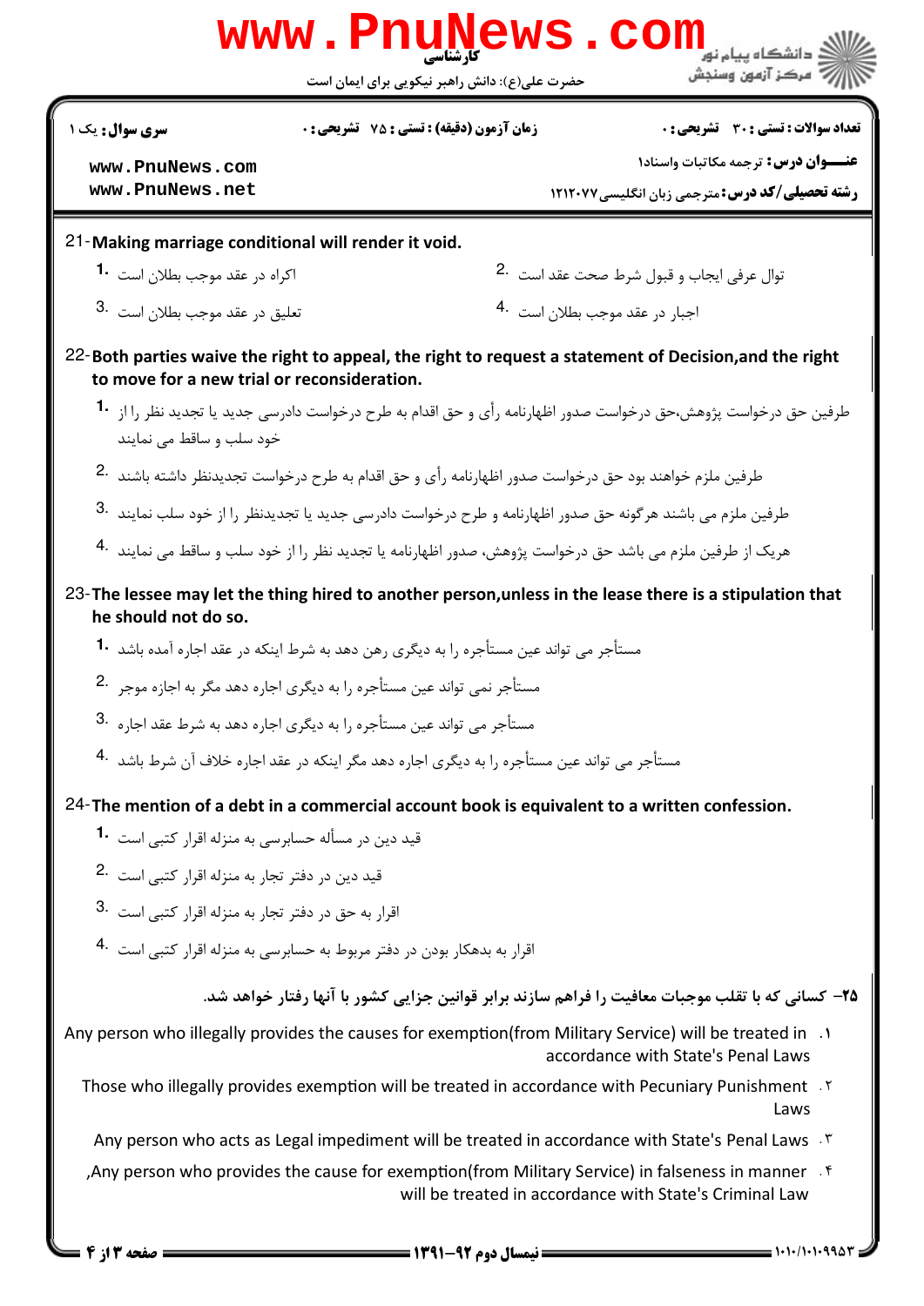21-**Making marriage conditional will render it void.**

1. اکراه در عقد موجب بطلان است
2. توال عرفی ایجاب و قبول شرط صحت عقد است
3. تعلیق در عقد موجب بطلان است
4. اجبار در عقد موجب بطلان است

22-**Both parties waive the right to appeal, the right to request a statement of Decision,and the right to move for a new trial or reconsideration.**

1. طرفین حق درخواست پژوهش،حق درخواست صدور اظهارنامه رأی و حق اقدام به طرح درخواست دادرسی جدید یا تجدید نظر را از خود سلب و ساقط می نمایند
2. طرفین ملزم خواهند بود حق درخواست صدور اظهارنامه رأی و حق اقدام به طرح درخواست تجدیدنظر داشته باشند
3. طرفین ملزم می باشند هرگونه حق صدور اظهارنامه و طرح درخواست دادرسی جدید یا تجدیدنظر را از خود سلب نمایند
4. هریک از طرفین ملزم می باشد حق درخواست پژوهش، صدور اظهارنامه یا تجدید نظر را از خود سلب و ساقط می نمایند

23-**The lessee may let the thing hired to another person,unless in the lease there is a stipulation that he should not do so.**

1. مستأجر می تواند عین مستأجره را به دیگری رهن دهد به شرط اینکه در عقد اجاره آمده باشد
2. مستأجر نمی تواند عین مستأجره را به دیگری اجاره دهد مگر به اجازه موجر
3. مستأجر می تواند عین مستأجره را به دیگری اجاره دهد به شرط عقد اجاره
4. مستأجر می تواند عین مستأجره را به دیگری اجاره دهد مگر اینکه در عقد اجاره خلاف آن شرط باشد

24-**The mention of a debt in a commercial account book is equivalent to a written confession.**

1. قید دین در مسأله حسابرسی به منزله اقرار کتبی است
2. قید دین در دفتر تجار به منزله اقرار کتبی است
3. اقرار به حق در دفتر تجار به منزله اقرار کتبی است
4. اقرار به بدهکار بودن در دفتر مربوط به حسابرسی به منزله اقرار کتبی است

**۲۵- کسانی که با تقلب موجبات معافیت را فراهم سازند برابر قوانین جزایی کشور با آنها رفتار خواهد شد.**

۱. Any person who illegally provides the causes for exemption(from Military Service) will be treated in accordance with State's Penal Laws
۲. Those who illegally provides exemption will be treated in accordance with Pecuniary Punishment Laws
۳. Any person who acts as Legal impediment will be treated in accordance with State's Penal Laws
۴. Any person who provides the cause for exemption(from Military Service) in falseness in manner, will be treated in accordance with State's Criminal Law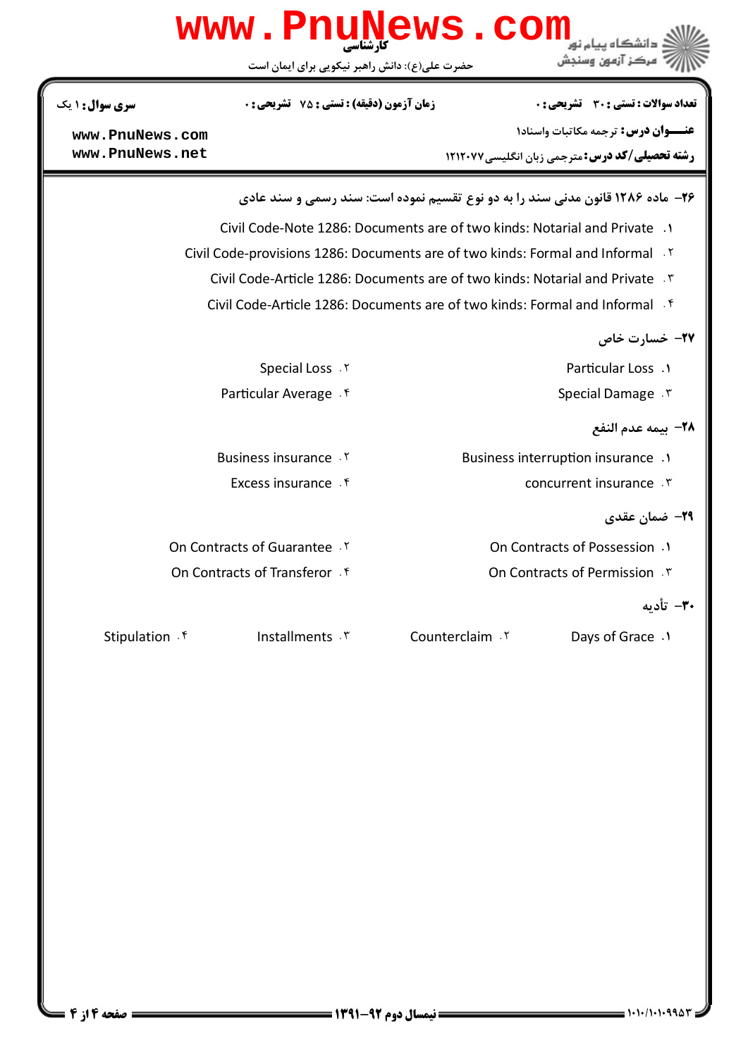**سری سؤال:** ۱ یک

**زمان آزمون (دقیقه) : تستی :** ۷۵ **تشریحی :** ۰

**تعداد سوالات : تستی :** ۳۰ **تشریحی :** ۰

**عنـــوان درس:** ترجمه مکاتبات واسناد۱

**رشته تحصیلی/کد درس:** مترجمی زبان انگلیسی۱۲۱۲۰۷۷

۲۶- ماده ۱۲۸۶ قانون مدنی سند را به دو نوع تقسیم نموده است: سند رسمی و سند عادی

۱. Civil Code-Note 1286: Documents are of two kinds: Notarial and Private

۲. Civil Code-provisions 1286: Documents are of two kinds: Formal and Informal

۳. Civil Code-Article 1286: Documents are of two kinds: Notarial and Private

۴. Civil Code-Article 1286: Documents are of two kinds: Formal and Informal

۲۷- خسارت خاص

۱. Particular Loss

۲. Special Loss

۳. Special Damage

۴. Particular Average

۲۸- بیمه عدم النفع

۱. Business interruption insurance

۲. Business insurance

۳. concurrent insurance

۴. Excess insurance

۲۹- ضمان عقدی

۱. On Contracts of Possession

۲. On Contracts of Guarantee

۳. On Contracts of Permission

۴. On Contracts of Transferor

۳۰- تأدیه

۱. Days of Grace

۲. Counterclaim

۳. Installments

۴. Stipulation